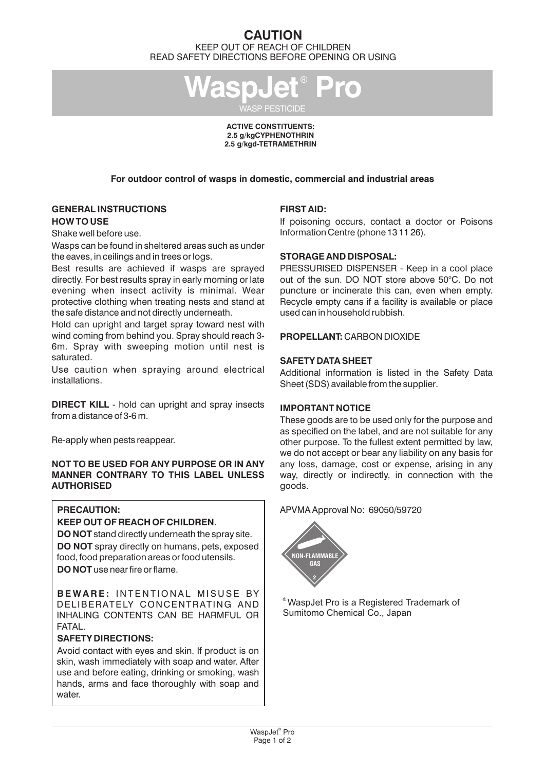# CAUTION

KEEP OUT OF REACH OF CHILDREN
READ SAFETY DIRECTIONS BEFORE OPENING OR USING

# WaspJet® Pro

WASP PESTICIDE

**ACTIVE CONSTITUENTS:**
**2.5 g/kgCYPHENOTHRIN**
**2.5 g/kgd-TETRAMETHRIN**

**For outdoor control of wasps in domestic, commercial and industrial areas**

## GENERAL INSTRUCTIONS

**HOW TO USE**

Shake well before use.

Wasps can be found in sheltered areas such as under the eaves, in ceilings and in trees or logs.

Best results are achieved if wasps are sprayed directly. For best results spray in early morning or late evening when insect activity is minimal. Wear protective clothing when treating nests and stand at the safe distance and not directly underneath.

Hold can upright and target spray toward nest with wind coming from behind you. Spray should reach 3-6m. Spray with sweeping motion until nest is saturated.

Use caution when spraying around electrical installations.

**DIRECT KILL** - hold can upright and spray insects from a distance of 3-6 m.

Re-apply when pests reappear.

**NOT TO BE USED FOR ANY PURPOSE OR IN ANY MANNER CONTRARY TO THIS LABEL UNLESS AUTHORISED**

**PRECAUTION:**

**KEEP OUT OF REACH OF CHILDREN**.

**DO NOT** stand directly underneath the spray site.

**DO NOT** spray directly on humans, pets, exposed food, food preparation areas or food utensils.

**DO NOT** use near fire or flame.

**BEWARE:** INTENTIONAL MISUSE BY DELIBERATELY CONCENTRATING AND INHALING CONTENTS CAN BE HARMFUL OR FATAL.

**SAFETY DIRECTIONS:**

Avoid contact with eyes and skin. If product is on skin, wash immediately with soap and water. After use and before eating, drinking or smoking, wash hands, arms and face thoroughly with soap and water.

**FIRST AID:**

If poisoning occurs, contact a doctor or Poisons Information Centre (phone 13 11 26).

**STORAGE AND DISPOSAL:**

PRESSURISED DISPENSER - Keep in a cool place out of the sun. DO NOT store above 50°C. Do not puncture or incinerate this can, even when empty. Recycle empty cans if a facility is available or place used can in household rubbish.

**PROPELLANT:** CARBON DIOXIDE

**SAFETY DATA SHEET**

Additional information is listed in the Safety Data Sheet (SDS) available from the supplier.

**IMPORTANT NOTICE**

These goods are to be used only for the purpose and as specified on the label, and are not suitable for any other purpose. To the fullest extent permitted by law, we do not accept or bear any liability on any basis for any loss, damage, cost or expense, arising in any way, directly or indirectly, in connection with the goods.

APVMA Approval No: 69050/59720

NON-FLAMMABLE GAS 2

® WaspJet Pro is a Registered Trademark of Sumitomo Chemical Co., Japan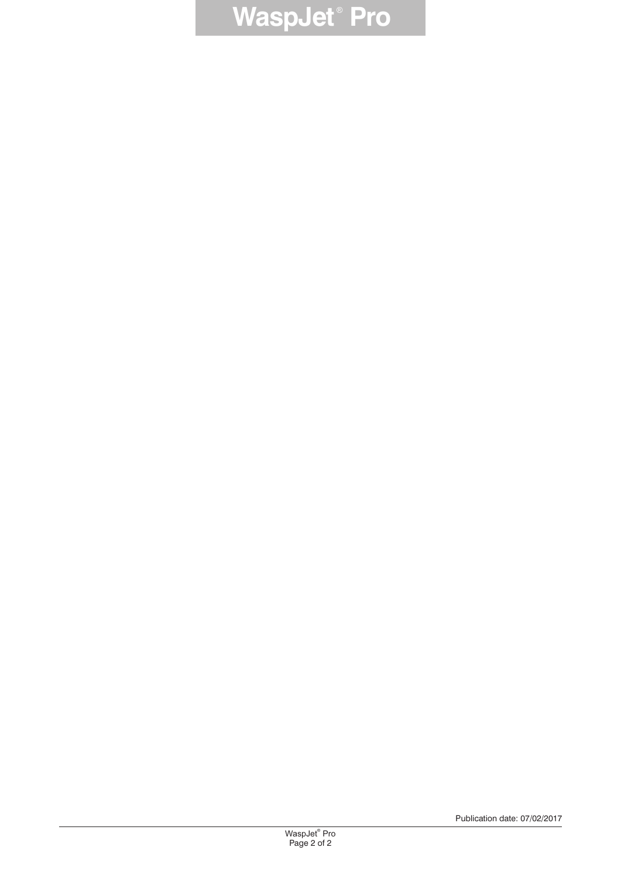Publication date: 07/02/2017